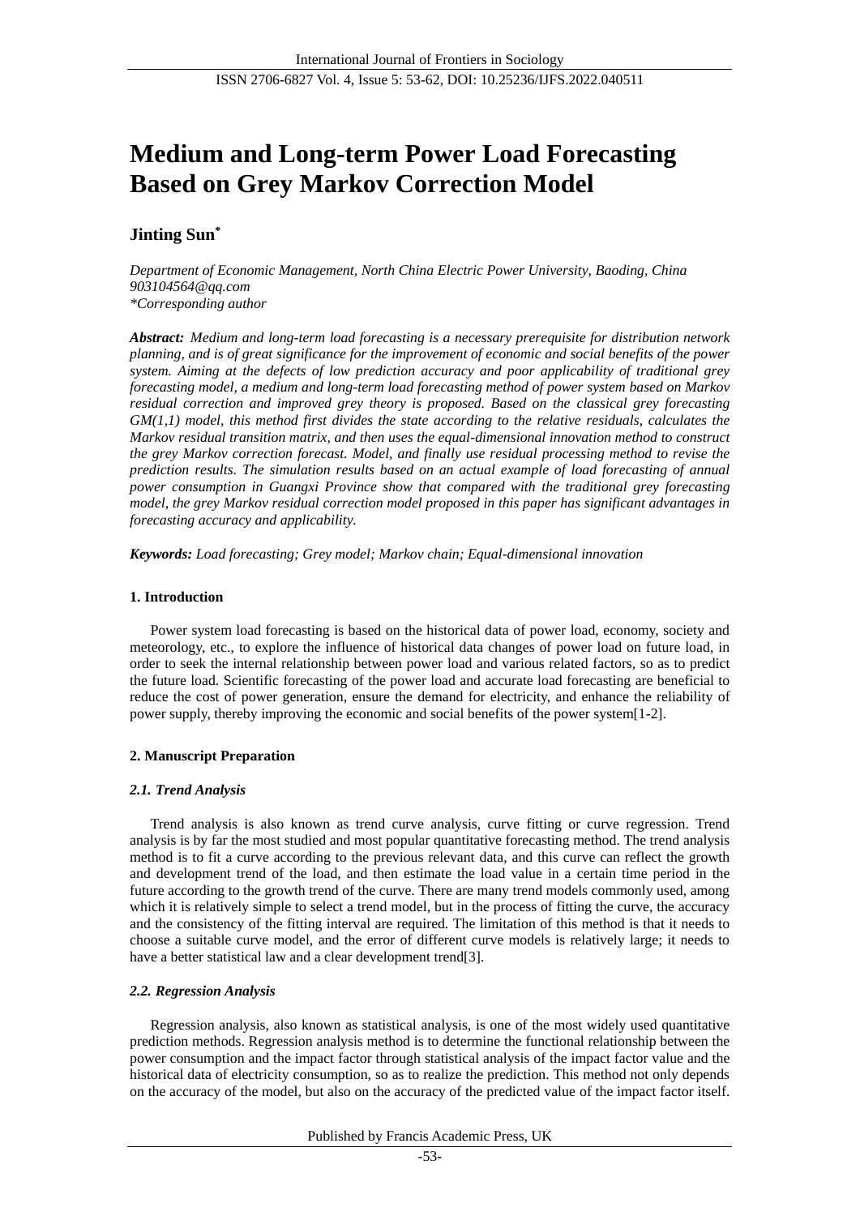# Medium and Long-term Power Load Forecasting Based on Grey Markov Correction Model

**Jinting Sun***

*Department of Economic Management, North China Electric Power University, Baoding, China*
*903104564@qq.com*
*\*Corresponding author*

***Abstract:*** *Medium and long-term load forecasting is a necessary prerequisite for distribution network planning, and is of great significance for the improvement of economic and social benefits of the power system. Aiming at the defects of low prediction accuracy and poor applicability of traditional grey forecasting model, a medium and long-term load forecasting method of power system based on Markov residual correction and improved grey theory is proposed. Based on the classical grey forecasting GM(1,1) model, this method first divides the state according to the relative residuals, calculates the Markov residual transition matrix, and then uses the equal-dimensional innovation method to construct the grey Markov correction forecast. Model, and finally use residual processing method to revise the prediction results. The simulation results based on an actual example of load forecasting of annual power consumption in Guangxi Province show that compared with the traditional grey forecasting model, the grey Markov residual correction model proposed in this paper has significant advantages in forecasting accuracy and applicability.*

***Keywords:*** *Load forecasting; Grey model; Markov chain; Equal-dimensional innovation*

## 1. Introduction

Power system load forecasting is based on the historical data of power load, economy, society and meteorology, etc., to explore the influence of historical data changes of power load on future load, in order to seek the internal relationship between power load and various related factors, so as to predict the future load. Scientific forecasting of the power load and accurate load forecasting are beneficial to reduce the cost of power generation, ensure the demand for electricity, and enhance the reliability of power supply, thereby improving the economic and social benefits of the power system[1-2].

## 2. Manuscript Preparation

### *2.1. Trend Analysis*

Trend analysis is also known as trend curve analysis, curve fitting or curve regression. Trend analysis is by far the most studied and most popular quantitative forecasting method. The trend analysis method is to fit a curve according to the previous relevant data, and this curve can reflect the growth and development trend of the load, and then estimate the load value in a certain time period in the future according to the growth trend of the curve. There are many trend models commonly used, among which it is relatively simple to select a trend model, but in the process of fitting the curve, the accuracy and the consistency of the fitting interval are required. The limitation of this method is that it needs to choose a suitable curve model, and the error of different curve models is relatively large; it needs to have a better statistical law and a clear development trend[3].

### *2.2. Regression Analysis*

Regression analysis, also known as statistical analysis, is one of the most widely used quantitative prediction methods. Regression analysis method is to determine the functional relationship between the power consumption and the impact factor through statistical analysis of the impact factor value and the historical data of electricity consumption, so as to realize the prediction. This method not only depends on the accuracy of the model, but also on the accuracy of the predicted value of the impact factor itself.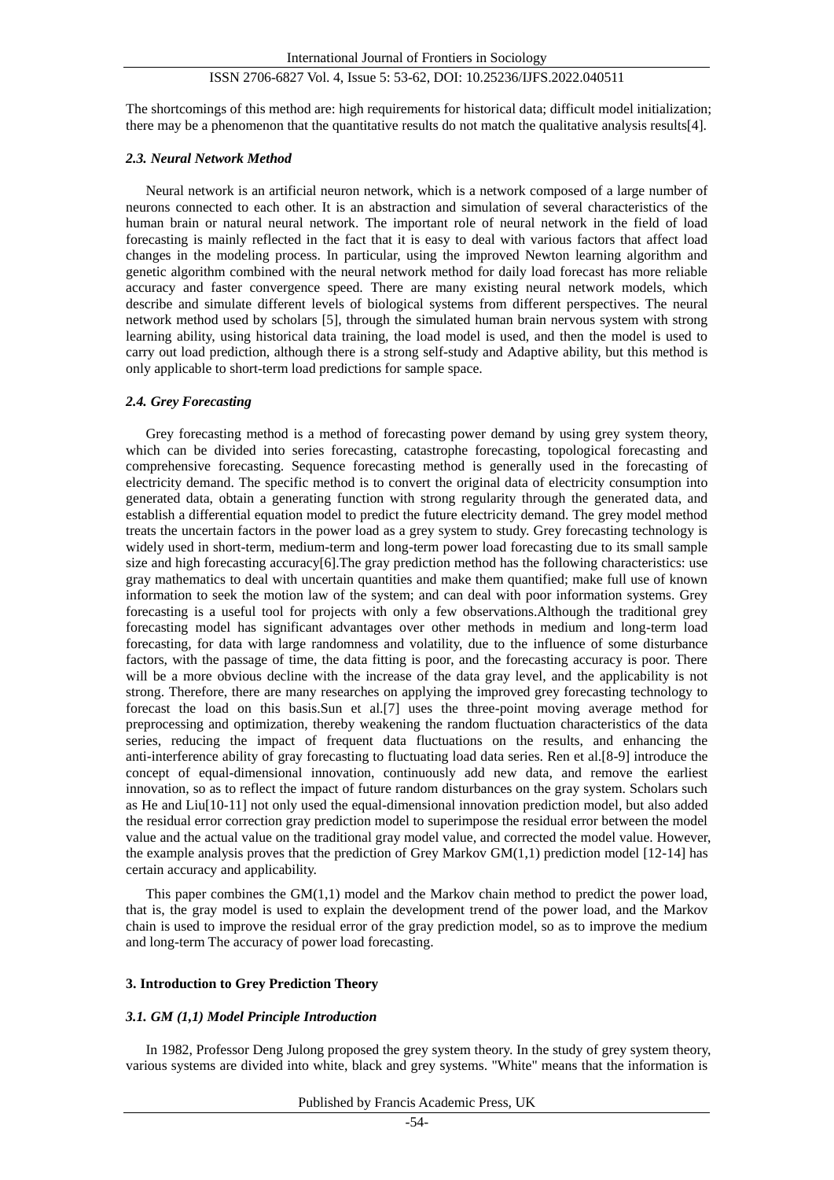The shortcomings of this method are: high requirements for historical data; difficult model initialization; there may be a phenomenon that the quantitative results do not match the qualitative analysis results[4].

### *2.3. Neural Network Method*

Neural network is an artificial neuron network, which is a network composed of a large number of neurons connected to each other. It is an abstraction and simulation of several characteristics of the human brain or natural neural network. The important role of neural network in the field of load forecasting is mainly reflected in the fact that it is easy to deal with various factors that affect load changes in the modeling process. In particular, using the improved Newton learning algorithm and genetic algorithm combined with the neural network method for daily load forecast has more reliable accuracy and faster convergence speed. There are many existing neural network models, which describe and simulate different levels of biological systems from different perspectives. The neural network method used by scholars [5], through the simulated human brain nervous system with strong learning ability, using historical data training, the load model is used, and then the model is used to carry out load prediction, although there is a strong self-study and Adaptive ability, but this method is only applicable to short-term load predictions for sample space.

### *2.4. Grey Forecasting*

Grey forecasting method is a method of forecasting power demand by using grey system theory, which can be divided into series forecasting, catastrophe forecasting, topological forecasting and comprehensive forecasting. Sequence forecasting method is generally used in the forecasting of electricity demand. The specific method is to convert the original data of electricity consumption into generated data, obtain a generating function with strong regularity through the generated data, and establish a differential equation model to predict the future electricity demand. The grey model method treats the uncertain factors in the power load as a grey system to study. Grey forecasting technology is widely used in short-term, medium-term and long-term power load forecasting due to its small sample size and high forecasting accuracy[6].The gray prediction method has the following characteristics: use gray mathematics to deal with uncertain quantities and make them quantified; make full use of known information to seek the motion law of the system; and can deal with poor information systems. Grey forecasting is a useful tool for projects with only a few observations.Although the traditional grey forecasting model has significant advantages over other methods in medium and long-term load forecasting, for data with large randomness and volatility, due to the influence of some disturbance factors, with the passage of time, the data fitting is poor, and the forecasting accuracy is poor. There will be a more obvious decline with the increase of the data gray level, and the applicability is not strong. Therefore, there are many researches on applying the improved grey forecasting technology to forecast the load on this basis.Sun et al.[7] uses the three-point moving average method for preprocessing and optimization, thereby weakening the random fluctuation characteristics of the data series, reducing the impact of frequent data fluctuations on the results, and enhancing the anti-interference ability of gray forecasting to fluctuating load data series. Ren et al.[8-9] introduce the concept of equal-dimensional innovation, continuously add new data, and remove the earliest innovation, so as to reflect the impact of future random disturbances on the gray system. Scholars such as He and Liu[10-11] not only used the equal-dimensional innovation prediction model, but also added the residual error correction gray prediction model to superimpose the residual error between the model value and the actual value on the traditional gray model value, and corrected the model value. However, the example analysis proves that the prediction of Grey Markov GM(1,1) prediction model [12-14] has certain accuracy and applicability.

This paper combines the GM(1,1) model and the Markov chain method to predict the power load, that is, the gray model is used to explain the development trend of the power load, and the Markov chain is used to improve the residual error of the gray prediction model, so as to improve the medium and long-term The accuracy of power load forecasting.

## **3. Introduction to Grey Prediction Theory**

### *3.1. GM (1,1) Model Principle Introduction*

In 1982, Professor Deng Julong proposed the grey system theory. In the study of grey system theory, various systems are divided into white, black and grey systems. "White" means that the information is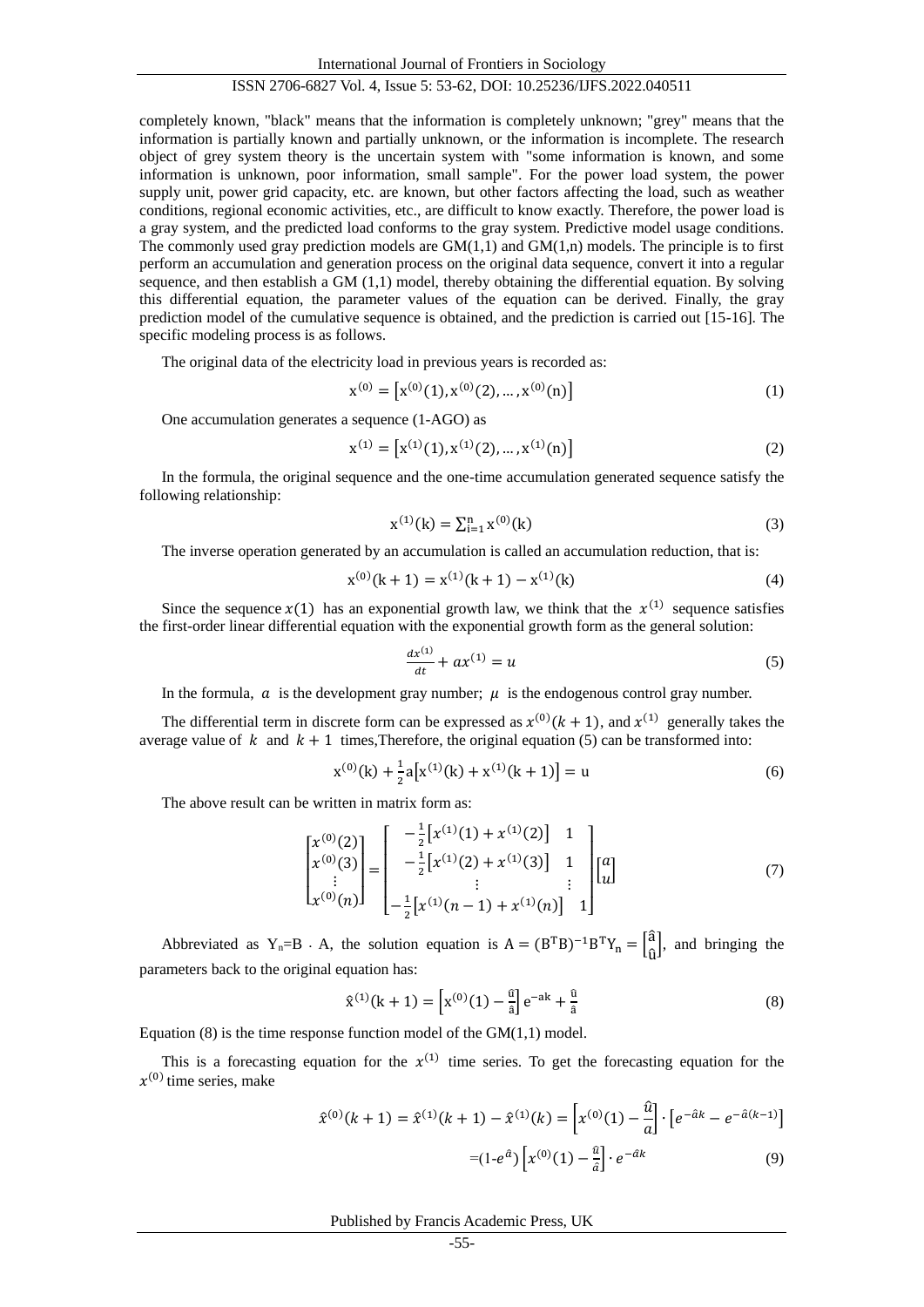completely known, "black" means that the information is completely unknown; "grey" means that the information is partially known and partially unknown, or the information is incomplete. The research object of grey system theory is the uncertain system with "some information is known, and some information is unknown, poor information, small sample". For the power load system, the power supply unit, power grid capacity, etc. are known, but other factors affecting the load, such as weather conditions, regional economic activities, etc., are difficult to know exactly. Therefore, the power load is a gray system, and the predicted load conforms to the gray system. Predictive model usage conditions. The commonly used gray prediction models are GM(1,1) and GM(1,n) models. The principle is to first perform an accumulation and generation process on the original data sequence, convert it into a regular sequence, and then establish a GM (1,1) model, thereby obtaining the differential equation. By solving this differential equation, the parameter values of the equation can be derived. Finally, the gray prediction model of the cumulative sequence is obtained, and the prediction is carried out [15-16]. The specific modeling process is as follows.

The original data of the electricity load in previous years is recorded as:

$$\mathrm{x}^{(0)} = \left[\mathrm{x}^{(0)}(1), \mathrm{x}^{(0)}(2), \dots, \mathrm{x}^{(0)}(\mathrm{n})\right] \tag{1}$$

One accumulation generates a sequence (1-AGO) as

$$\mathrm{x}^{(1)} = \left[\mathrm{x}^{(1)}(1), \mathrm{x}^{(1)}(2), \dots, \mathrm{x}^{(1)}(\mathrm{n})\right] \tag{2}$$

In the formula, the original sequence and the one-time accumulation generated sequence satisfy the following relationship:

$$\mathrm{x}^{(1)}(\mathrm{k}) = \sum_{\mathrm{i}=1}^{\mathrm{n}} \mathrm{x}^{(0)}(\mathrm{k}) \tag{3}$$

The inverse operation generated by an accumulation is called an accumulation reduction, that is:

$$\mathrm{x}^{(0)}(\mathrm{k}+1) = \mathrm{x}^{(1)}(\mathrm{k}+1) - \mathrm{x}^{(1)}(\mathrm{k}) \tag{4}$$

Since the sequence $x(1)$ has an exponential growth law, we think that the $x^{(1)}$ sequence satisfies the first-order linear differential equation with the exponential growth form as the general solution:

$$\frac{dx^{(1)}}{dt} + ax^{(1)} = u \tag{5}$$

In the formula, $a$ is the development gray number; $\mu$ is the endogenous control gray number.

The differential term in discrete form can be expressed as $x^{(0)}(k+1)$, and $x^{(1)}$ generally takes the average value of $k$ and $k+1$ times,Therefore, the original equation (5) can be transformed into:

$$\mathrm{x}^{(0)}(\mathrm{k}) + \frac{1}{2}\mathrm{a}\left[\mathrm{x}^{(1)}(\mathrm{k}) + \mathrm{x}^{(1)}(\mathrm{k}+1)\right] = \mathrm{u} \tag{6}$$

The above result can be written in matrix form as:

$$\begin{bmatrix} x^{(0)}(2) \\ x^{(0)}(3) \\ \vdots \\ x^{(0)}(n) \end{bmatrix} = \begin{bmatrix} -\frac{1}{2}\left[x^{(1)}(1) + x^{(1)}(2)\right] & 1 \\ -\frac{1}{2}\left[x^{(1)}(2) + x^{(1)}(3)\right] & 1 \\ \vdots & \vdots \\ -\frac{1}{2}\left[x^{(1)}(n-1) + x^{(1)}(n)\right] & 1 \end{bmatrix} \begin{bmatrix} a \\ u \end{bmatrix} \tag{7}$$

Abbreviated as $\mathrm{Y_n}$=B · A, the solution equation is $\mathrm{A} = (\mathrm{B^T B})^{-1}\mathrm{B^T Y_n} = \begin{bmatrix} \hat{\mathrm{a}} \\ \hat{\mathrm{u}} \end{bmatrix}$, and bringing the parameters back to the original equation has:

$$\hat{\mathrm{x}}^{(1)}(\mathrm{k}+1) = \left[\mathrm{x}^{(0)}(1) - \frac{\hat{\mathrm{u}}}{\hat{\mathrm{a}}}\right]\mathrm{e}^{-\mathrm{ak}} + \frac{\hat{\mathrm{u}}}{\hat{\mathrm{a}}} \tag{8}$$

Equation (8) is the time response function model of the GM(1,1) model.

This is a forecasting equation for the $x^{(1)}$ time series. To get the forecasting equation for the $x^{(0)}$ time series, make

$$\hat{x}^{(0)}(k+1) = \hat{x}^{(1)}(k+1) - \hat{x}^{(1)}(k) = \left[x^{(0)}(1) - \frac{\hat{u}}{a}\right] \cdot \left[e^{-\hat{a}k} - e^{-\hat{a}(k-1)}\right]$$

$$= (1 - e^{\hat{a}}) \left[x^{(0)}(1) - \frac{\hat{u}}{\hat{a}}\right] \cdot e^{-\hat{a}k} \tag{9}$$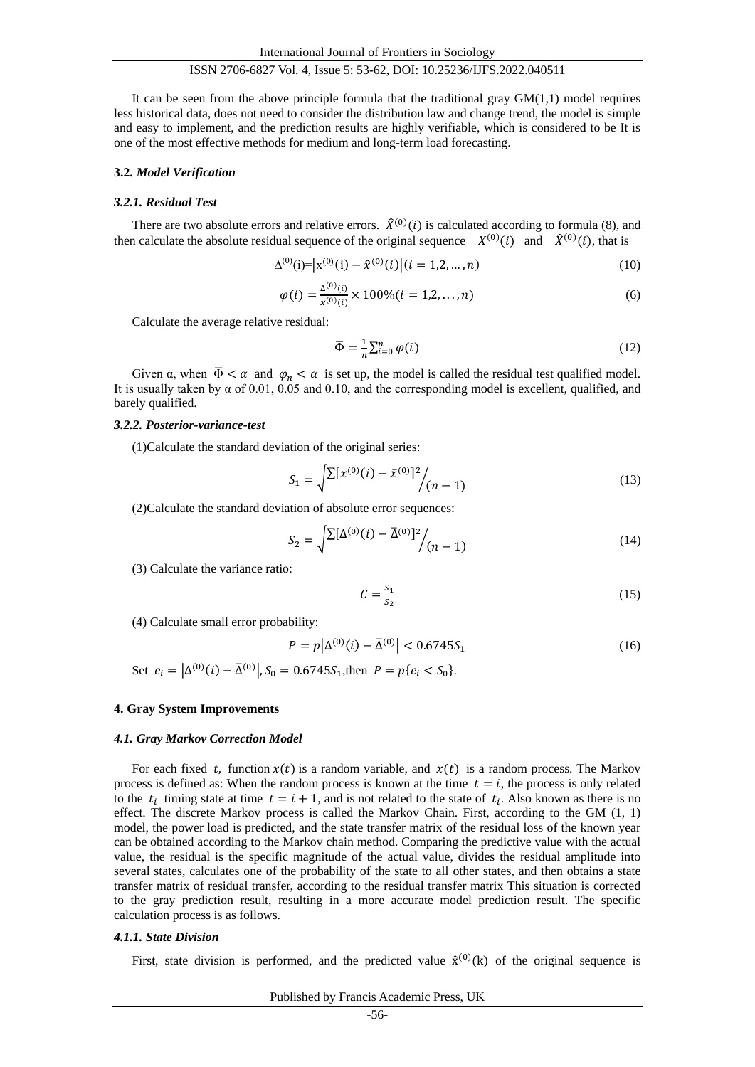It can be seen from the above principle formula that the traditional gray GM(1,1) model requires less historical data, does not need to consider the distribution law and change trend, the model is simple and easy to implement, and the prediction results are highly verifiable, which is considered to be It is one of the most effective methods for medium and long-term load forecasting.

### 3.2. *Model Verification*

#### *3.2.1. Residual Test*

There are two absolute errors and relative errors. $\hat{X}^{(0)}(i)$ is calculated according to formula (8), and then calculate the absolute residual sequence of the original sequence $X^{(0)}(i)$ and $\hat{X}^{(0)}(i)$, that is

$$\Delta^{(0)}(i)=\left|x^{(0)}(i)-\hat{x}^{(0)}(i)\right|(i=1,2,\ldots,n) \tag{10}$$

$$\varphi(i)=\frac{\Delta^{(0)}(i)}{x^{(0)}(i)}\times 100\%(i=1,2,\ldots,n) \tag{6}$$

Calculate the average relative residual:

$$\bar{\Phi}=\frac{1}{n}\sum_{i=0}^{n}\varphi(i) \tag{12}$$

Given α, when $\bar{\Phi}<\alpha$ and $\varphi_n<\alpha$ is set up, the model is called the residual test qualified model. It is usually taken by α of 0.01, 0.05 and 0.10, and the corresponding model is excellent, qualified, and barely qualified.

#### *3.2.2. Posterior-variance-test*

(1)Calculate the standard deviation of the original series:

$$S_1=\sqrt{\sum[x^{(0)}(i)-\bar{x}^{(0)}]^2\Big/(n-1)} \tag{13}$$

(2)Calculate the standard deviation of absolute error sequences:

$$S_2=\sqrt{\sum[\Delta^{(0)}(i)-\bar{\Delta}^{(0)}]^2\Big/(n-1)} \tag{14}$$

(3) Calculate the variance ratio:

$$C=\frac{S_1}{S_2} \tag{15}$$

(4) Calculate small error probability:

$$P=p\left|\Delta^{(0)}(i)-\bar{\Delta}^{(0)}\right|<0.6745S_1 \tag{16}$$

Set $e_i=\left|\Delta^{(0)}(i)-\bar{\Delta}^{(0)}\right|, S_0=0.6745S_1$,then $P=p\{e_i<S_0\}$.

## 4. Gray System Improvements

### *4.1. Gray Markov Correction Model*

For each fixed $t$, function $x(t)$ is a random variable, and $x(t)$ is a random process. The Markov process is defined as: When the random process is known at the time $t=i$, the process is only related to the $t_i$ timing state at time $t=i+1$, and is not related to the state of $t_i$. Also known as there is no effect. The discrete Markov process is called the Markov Chain. First, according to the GM (1, 1) model, the power load is predicted, and the state transfer matrix of the residual loss of the known year can be obtained according to the Markov chain method. Comparing the predictive value with the actual value, the residual is the specific magnitude of the actual value, divides the residual amplitude into several states, calculates one of the probability of the state to all other states, and then obtains a state transfer matrix of residual transfer, according to the residual transfer matrix This situation is corrected to the gray prediction result, resulting in a more accurate model prediction result. The specific calculation process is as follows.

#### *4.1.1. State Division*

First, state division is performed, and the predicted value $\hat{x}^{(0)}(k)$ of the original sequence is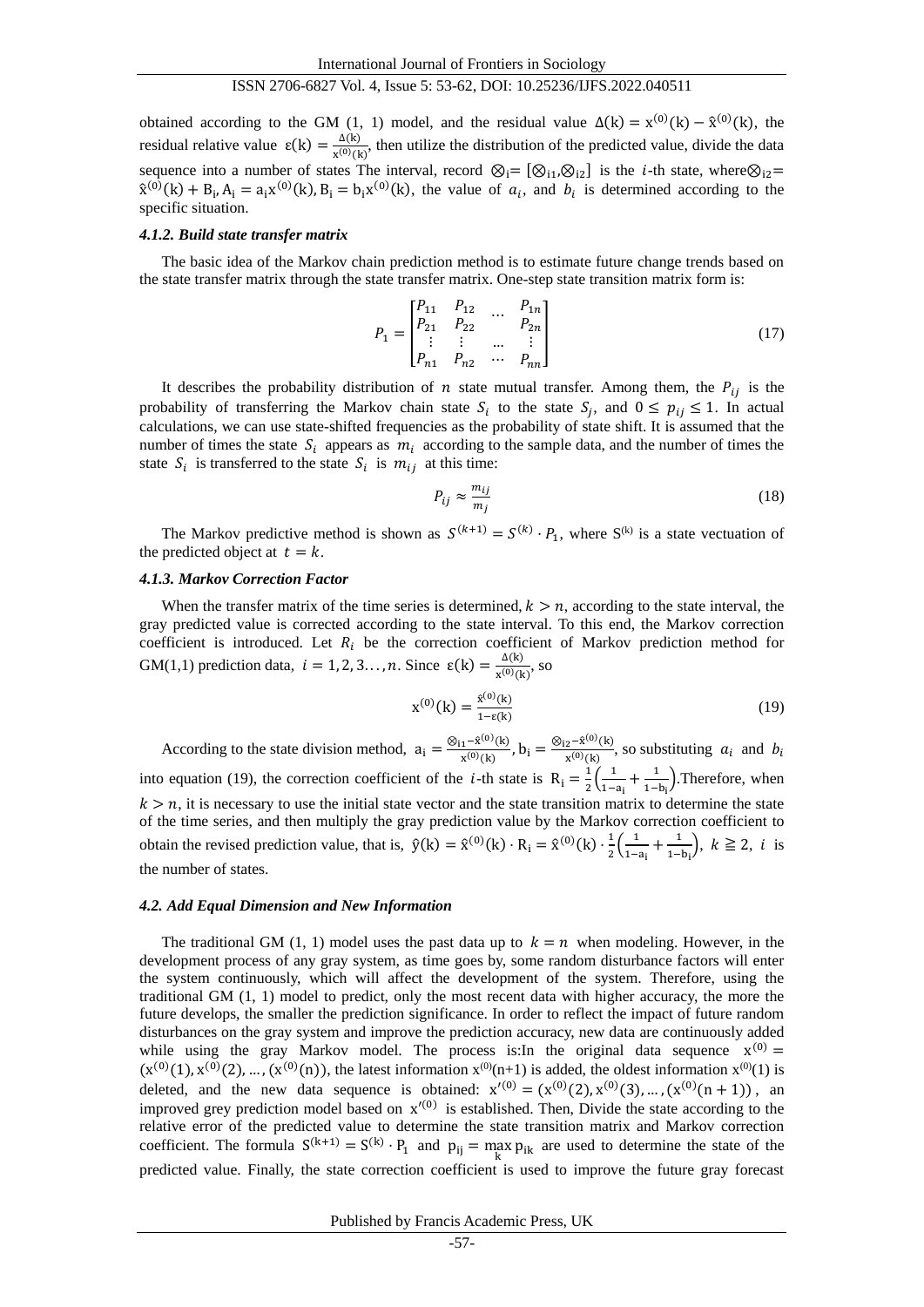obtained according to the GM (1, 1) model, and the residual value $\Delta(\mathrm{k}) = \mathrm{x}^{(0)}(\mathrm{k}) - \hat{\mathrm{x}}^{(0)}(\mathrm{k})$, the residual relative value $\varepsilon(\mathrm{k}) = \frac{\Delta(\mathrm{k})}{\mathrm{x}^{(0)}(\mathrm{k})}$, then utilize the distribution of the predicted value, divide the data sequence into a number of states The interval, record $\otimes_i = [\otimes_{i1}, \otimes_{i2}]$ is the $i$-th state, where$\otimes_{i2} = \hat{\mathrm{x}}^{(0)}(\mathrm{k}) + \mathrm{B_i}, \mathrm{A_i} = \mathrm{a_i}\mathrm{x}^{(0)}(\mathrm{k}), \mathrm{B_i} = \mathrm{b_i}\mathrm{x}^{(0)}(\mathrm{k})$, the value of $a_i$, and $b_i$ is determined according to the specific situation.

#### *4.1.2. Build state transfer matrix*

The basic idea of the Markov chain prediction method is to estimate future change trends based on the state transfer matrix through the state transfer matrix. One-step state transition matrix form is:

$$P_1 = \begin{bmatrix} P_{11} & P_{12} & \cdots & P_{1n} \\ P_{21} & P_{22} & & P_{2n} \\ \vdots & \vdots & \dots & \vdots \\ P_{n1} & P_{n2} & \cdots & P_{nn} \end{bmatrix} \tag{17}$$

It describes the probability distribution of $n$ state mutual transfer. Among them, the $P_{ij}$ is the probability of transferring the Markov chain state $S_i$ to the state $S_j$, and $0 \leq p_{ij} \leq 1$. In actual calculations, we can use state-shifted frequencies as the probability of state shift. It is assumed that the number of times the state $S_i$ appears as $m_i$ according to the sample data, and the number of times the state $S_i$ is transferred to the state $S_i$ is $m_{ij}$ at this time:

$$P_{ij} \approx \frac{m_{ij}}{m_j} \tag{18}$$

The Markov predictive method is shown as $S^{(k+1)} = S^{(k)} \cdot P_1$, where $S^{(k)}$ is a state vectuation of the predicted object at $t = k$.

#### *4.1.3. Markov Correction Factor*

When the transfer matrix of the time series is determined, $k > n$, according to the state interval, the gray predicted value is corrected according to the state interval. To this end, the Markov correction coefficient is introduced. Let $R_i$ be the correction coefficient of Markov prediction method for GM(1,1) prediction data, $i = 1, 2, 3 \ldots, n$. Since $\varepsilon(\mathrm{k}) = \frac{\Delta(\mathrm{k})}{\mathrm{x}^{(0)}(\mathrm{k})}$, so

$$\mathrm{x}^{(0)}(\mathrm{k}) = \frac{\hat{\mathrm{x}}^{(0)}(\mathrm{k})}{1 - \varepsilon(\mathrm{k})} \tag{19}$$

According to the state division method, $\mathrm{a_i} = \frac{\otimes_{i1} - \hat{\mathrm{x}}^{(0)}(\mathrm{k})}{\mathrm{x}^{(0)}(\mathrm{k})}, \mathrm{b_i} = \frac{\otimes_{i2} - \hat{\mathrm{x}}^{(0)}(\mathrm{k})}{\mathrm{x}^{(0)}(\mathrm{k})}$, so substituting $a_i$ and $b_i$ into equation (19), the correction coefficient of the $i$-th state is $\mathrm{R_i} = \frac{1}{2}\left(\frac{1}{1-\mathrm{a_i}} + \frac{1}{1-\mathrm{b_i}}\right)$.Therefore, when $k > n$, it is necessary to use the initial state vector and the state transition matrix to determine the state of the time series, and then multiply the gray prediction value by the Markov correction coefficient to obtain the revised prediction value, that is, $\hat{\mathrm{y}}(\mathrm{k}) = \hat{\mathrm{x}}^{(0)}(\mathrm{k}) \cdot \mathrm{R_i} = \hat{\mathrm{x}}^{(0)}(\mathrm{k}) \cdot \frac{1}{2}\left(\frac{1}{1-\mathrm{a_i}} + \frac{1}{1-\mathrm{b_i}}\right)$, $k \geqq 2$, $i$ is the number of states.

### *4.2. Add Equal Dimension and New Information*

The traditional GM (1, 1) model uses the past data up to $k = n$ when modeling. However, in the development process of any gray system, as time goes by, some random disturbance factors will enter the system continuously, which will affect the development of the system. Therefore, using the traditional GM (1, 1) model to predict, only the most recent data with higher accuracy, the more the future develops, the smaller the prediction significance. In order to reflect the impact of future random disturbances on the gray system and improve the prediction accuracy, new data are continuously added while using the gray Markov model. The process is:In the original data sequence $\mathrm{x}^{(0)} = (\mathrm{x}^{(0)}(1), \mathrm{x}^{(0)}(2), \ldots, (\mathrm{x}^{(0)}(\mathrm{n}))$, the latest information $\mathrm{x}^{(0)}(\mathrm{n}+1)$ is added, the oldest information $\mathrm{x}^{(0)}(1)$ is deleted, and the new data sequence is obtained: $\mathrm{x}'^{(0)} = (\mathrm{x}^{(0)}(2), \mathrm{x}^{(0)}(3), \ldots, (\mathrm{x}^{(0)}(\mathrm{n}+1))$, an improved grey prediction model based on $\mathrm{x}'^{(0)}$ is established. Then, Divide the state according to the relative error of the predicted value to determine the state transition matrix and Markov correction coefficient. The formula $\mathrm{S}^{(k+1)} = \mathrm{S}^{(k)} \cdot \mathrm{P_1}$ and $\mathrm{p_{ij}} = \max_k \mathrm{p_{ik}}$ are used to determine the state of the predicted value. Finally, the state correction coefficient is used to improve the future gray forecast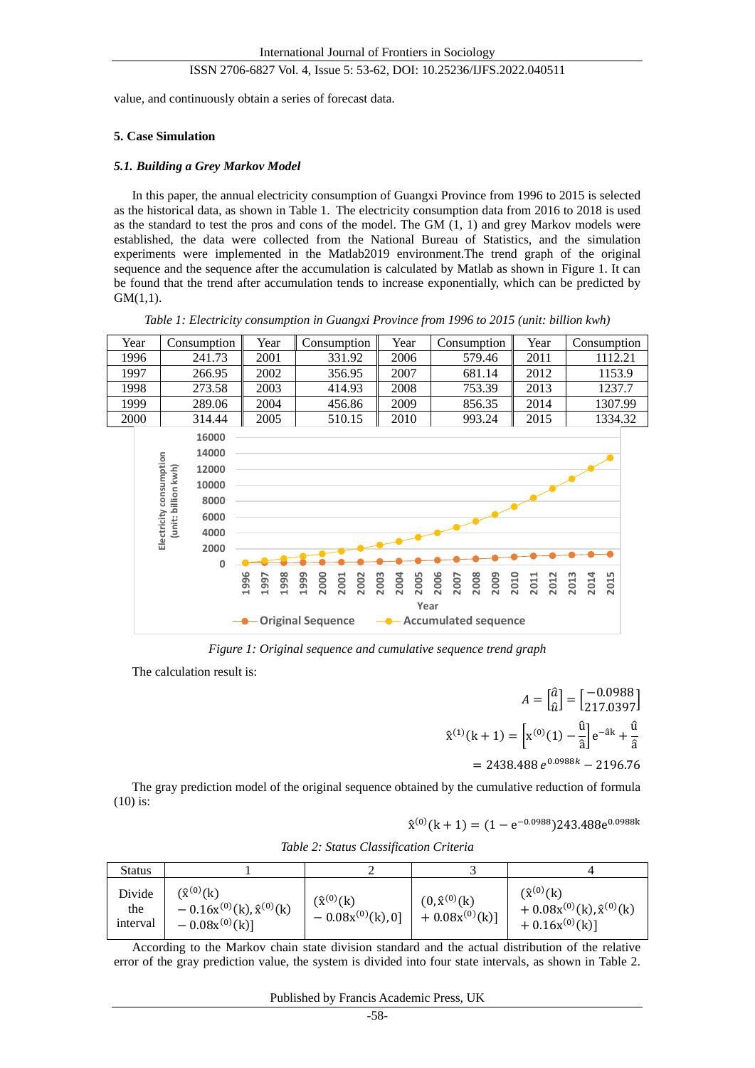value, and continuously obtain a series of forecast data.

## 5. Case Simulation

### *5.1. Building a Grey Markov Model*

In this paper, the annual electricity consumption of Guangxi Province from 1996 to 2015 is selected as the historical data, as shown in Table 1. The electricity consumption data from 2016 to 2018 is used as the standard to test the pros and cons of the model. The GM (1, 1) and grey Markov models were established, the data were collected from the National Bureau of Statistics, and the simulation experiments were implemented in the Matlab2019 environment.The trend graph of the original sequence and the sequence after the accumulation is calculated by Matlab as shown in Figure 1. It can be found that the trend after accumulation tends to increase exponentially, which can be predicted by GM(1,1).

*Table 1: Electricity consumption in Guangxi Province from 1996 to 2015 (unit: billion kwh)*

| Year | Consumption | Year | Consumption | Year | Consumption | Year | Consumption |
|---|---|---|---|---|---|---|---|
| 1996 | 241.73 | 2001 | 331.92 | 2006 | 579.46 | 2011 | 1112.21 |
| 1997 | 266.95 | 2002 | 356.95 | 2007 | 681.14 | 2012 | 1153.9 |
| 1998 | 273.58 | 2003 | 414.93 | 2008 | 753.39 | 2013 | 1237.7 |
| 1999 | 289.06 | 2004 | 456.86 | 2009 | 856.35 | 2014 | 1307.99 |
| 2000 | 314.44 | 2005 | 510.15 | 2010 | 993.24 | 2015 | 1334.32 |

*Figure 1: Original sequence and cumulative sequence trend graph*

The calculation result is:

$$A = \begin{bmatrix} \hat{a} \\ \hat{u} \end{bmatrix} = \begin{bmatrix} -0.0988 \\ 217.0397 \end{bmatrix}$$

$$\hat{x}^{(1)}(k+1) = \left[x^{(0)}(1) - \frac{\hat{u}}{\hat{a}}\right] e^{-\hat{a}k} + \frac{\hat{u}}{\hat{a}}$$

$$= 2438.488\, e^{0.0988k} - 2196.76$$

The gray prediction model of the original sequence obtained by the cumulative reduction of formula (10) is:

$$\hat{x}^{(0)}(k+1) = (1 - e^{-0.0988})243.488e^{0.0988k}$$

*Table 2: Status Classification Criteria*

| Status | 1 | 2 | 3 | 4 |
|---|---|---|---|---|
| Divide the interval | $(\hat{x}^{(0)}(k) - 0.16x^{(0)}(k), \hat{x}^{(0)}(k) - 0.08x^{(0)}(k)]$ | $(\hat{x}^{(0)}(k) - 0.08x^{(0)}(k), 0]$ | $(0, \hat{x}^{(0)}(k) + 0.08x^{(0)}(k)]$ | $(\hat{x}^{(0)}(k) + 0.08x^{(0)}(k), \hat{x}^{(0)}(k) + 0.16x^{(0)}(k)]$ |

According to the Markov chain state division standard and the actual distribution of the relative error of the gray prediction value, the system is divided into four state intervals, as shown in Table 2.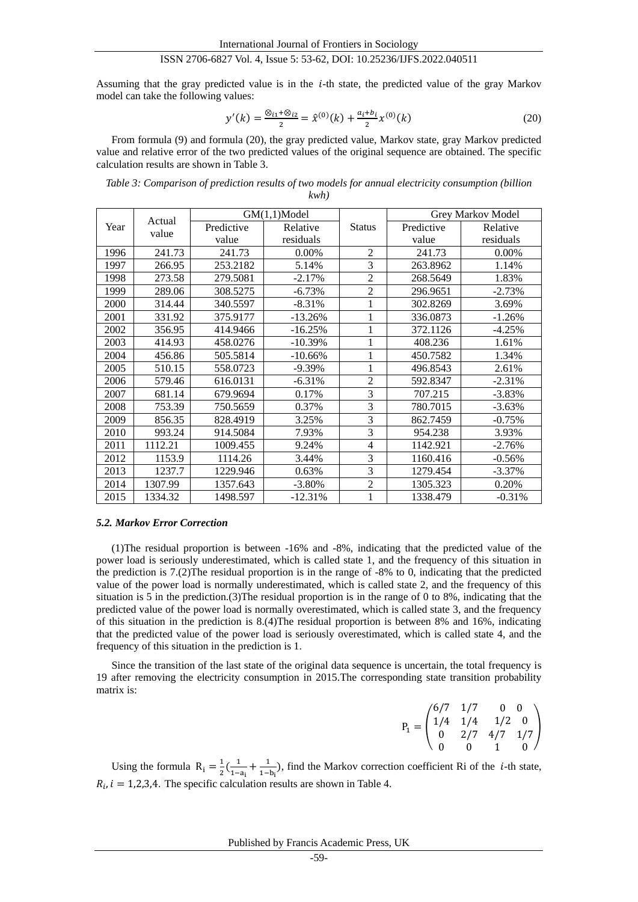Assuming that the gray predicted value is in the $i$-th state, the predicted value of the gray Markov model can take the following values:

$$y'(k) = \frac{\otimes_{i1} + \otimes_{i2}}{2} = \hat{x}^{(0)}(k) + \frac{a_i + b_i}{2} x^{(0)}(k) \tag{20}$$

From formula (9) and formula (20), the gray predicted value, Markov state, gray Markov predicted value and relative error of the two predicted values of the original sequence are obtained. The specific calculation results are shown in Table 3.

*Table 3: Comparison of prediction results of two models for annual electricity consumption (billion kwh)*

| Year | Actual value | GM(1,1)Model | | Status | Grey Markov Model | |
|---|---|---|---|---|---|---|
| | | Predictive value | Relative residuals | | Predictive value | Relative residuals |
| 1996 | 241.73 | 241.73 | 0.00% | 2 | 241.73 | 0.00% |
| 1997 | 266.95 | 253.2182 | 5.14% | 3 | 263.8962 | 1.14% |
| 1998 | 273.58 | 279.5081 | -2.17% | 2 | 268.5649 | 1.83% |
| 1999 | 289.06 | 308.5275 | -6.73% | 2 | 296.9651 | -2.73% |
| 2000 | 314.44 | 340.5597 | -8.31% | 1 | 302.8269 | 3.69% |
| 2001 | 331.92 | 375.9177 | -13.26% | 1 | 336.0873 | -1.26% |
| 2002 | 356.95 | 414.9466 | -16.25% | 1 | 372.1126 | -4.25% |
| 2003 | 414.93 | 458.0276 | -10.39% | 1 | 408.236 | 1.61% |
| 2004 | 456.86 | 505.5814 | -10.66% | 1 | 450.7582 | 1.34% |
| 2005 | 510.15 | 558.0723 | -9.39% | 1 | 496.8543 | 2.61% |
| 2006 | 579.46 | 616.0131 | -6.31% | 2 | 592.8347 | -2.31% |
| 2007 | 681.14 | 679.9694 | 0.17% | 3 | 707.215 | -3.83% |
| 2008 | 753.39 | 750.5659 | 0.37% | 3 | 780.7015 | -3.63% |
| 2009 | 856.35 | 828.4919 | 3.25% | 3 | 862.7459 | -0.75% |
| 2010 | 993.24 | 914.5084 | 7.93% | 3 | 954.238 | 3.93% |
| 2011 | 1112.21 | 1009.455 | 9.24% | 4 | 1142.921 | -2.76% |
| 2012 | 1153.9 | 1114.26 | 3.44% | 3 | 1160.416 | -0.56% |
| 2013 | 1237.7 | 1229.946 | 0.63% | 3 | 1279.454 | -3.37% |
| 2014 | 1307.99 | 1357.643 | -3.80% | 2 | 1305.323 | 0.20% |
| 2015 | 1334.32 | 1498.597 | -12.31% | 1 | 1338.479 | -0.31% |

### *5.2. Markov Error Correction*

(1)The residual proportion is between -16% and -8%, indicating that the predicted value of the power load is seriously underestimated, which is called state 1, and the frequency of this situation in the prediction is 7.(2)The residual proportion is in the range of -8% to 0, indicating that the predicted value of the power load is normally underestimated, which is called state 2, and the frequency of this situation is 5 in the prediction.(3)The residual proportion is in the range of 0 to 8%, indicating that the predicted value of the power load is normally overestimated, which is called state 3, and the frequency of this situation in the prediction is 8.(4)The residual proportion is between 8% and 16%, indicating that the predicted value of the power load is seriously overestimated, which is called state 4, and the frequency of this situation in the prediction is 1.

Since the transition of the last state of the original data sequence is uncertain, the total frequency is 19 after removing the electricity consumption in 2015.The corresponding state transition probability matrix is:

$$P_1 = \begin{pmatrix} 6/7 & 1/7 & 0 & 0 \\ 1/4 & 1/4 & 1/2 & 0 \\ 0 & 2/7 & 4/7 & 1/7 \\ 0 & 0 & 1 & 0 \end{pmatrix}$$

Using the formula $R_i = \frac{1}{2}\left(\frac{1}{1-a_i} + \frac{1}{1-b_i}\right)$, find the Markov correction coefficient Ri of the $i$-th state, $R_i, i = 1,2,3,4$. The specific calculation results are shown in Table 4.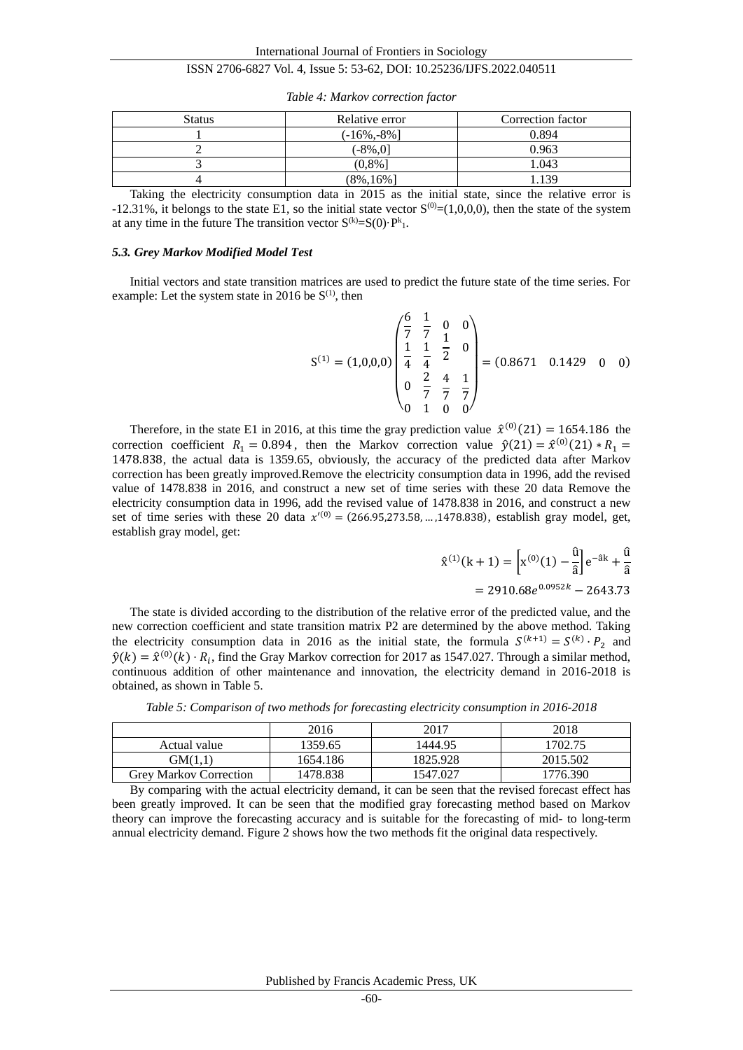*Table 4: Markov correction factor*

| Status | Relative error | Correction factor |
|---|---|---|
| 1 | (-16%,-8%] | 0.894 |
| 2 | (-8%,0] | 0.963 |
| 3 | (0,8%] | 1.043 |
| 4 | (8%,16%] | 1.139 |

Taking the electricity consumption data in 2015 as the initial state, since the relative error is -12.31%, it belongs to the state E1, so the initial state vector $S^{(0)}=(1,0,0,0)$, then the state of the system at any time in the future The transition vector $S^{(k)}=S(0)\cdot P^{k}_{1}$.

### *5.3. Grey Markov Modified Model Test*

Initial vectors and state transition matrices are used to predict the future state of the time series. For example: Let the system state in 2016 be $S^{(1)}$, then

$$S^{(1)} = (1,0,0,0)\begin{pmatrix} \frac{6}{7} & \frac{1}{7} & 0 & 0 \\ \frac{1}{4} & \frac{1}{4} & \frac{1}{2} & 0 \\ 0 & \frac{2}{7} & \frac{4}{7} & \frac{1}{7} \\ 0 & 1 & 0 & 0 \end{pmatrix} = (0.8671 \quad 0.1429 \quad 0 \quad 0)$$

Therefore, in the state E1 in 2016, at this time the gray prediction value $\hat{x}^{(0)}(21) = 1654.186$ the correction coefficient $R_1 = 0.894$, then the Markov correction value $\hat{y}(21) = \hat{x}^{(0)}(21) * R_1 = 1478.838$, the actual data is 1359.65, obviously, the accuracy of the predicted data after Markov correction has been greatly improved.Remove the electricity consumption data in 1996, add the revised value of 1478.838 in 2016, and construct a new set of time series with these 20 data Remove the electricity consumption data in 1996, add the revised value of 1478.838 in 2016, and construct a new set of time series with these 20 data $x'^{(0)} = (266.95, 273.58, \ldots, 1478.838)$, establish gray model, get, establish gray model, get:

$$\hat{x}^{(1)}(k+1) = \left[x^{(0)}(1) - \frac{\hat{u}}{\hat{a}}\right]e^{-\hat{a}k} + \frac{\hat{u}}{\hat{a}}$$
$$= 2910.68e^{0.0952k} - 2643.73$$

The state is divided according to the distribution of the relative error of the predicted value, and the new correction coefficient and state transition matrix P2 are determined by the above method. Taking the electricity consumption data in 2016 as the initial state, the formula $S^{(k+1)} = S^{(k)} \cdot P_2$ and $\hat{y}(k) = \hat{x}^{(0)}(k) \cdot R_i$, find the Gray Markov correction for 2017 as 1547.027. Through a similar method, continuous addition of other maintenance and innovation, the electricity demand in 2016-2018 is obtained, as shown in Table 5.

*Table 5: Comparison of two methods for forecasting electricity consumption in 2016-2018*

| | 2016 | 2017 | 2018 |
|---|---|---|---|
| Actual value | 1359.65 | 1444.95 | 1702.75 |
| GM(1,1) | 1654.186 | 1825.928 | 2015.502 |
| Grey Markov Correction | 1478.838 | 1547.027 | 1776.390 |

By comparing with the actual electricity demand, it can be seen that the revised forecast effect has been greatly improved. It can be seen that the modified gray forecasting method based on Markov theory can improve the forecasting accuracy and is suitable for the forecasting of mid- to long-term annual electricity demand. Figure 2 shows how the two methods fit the original data respectively.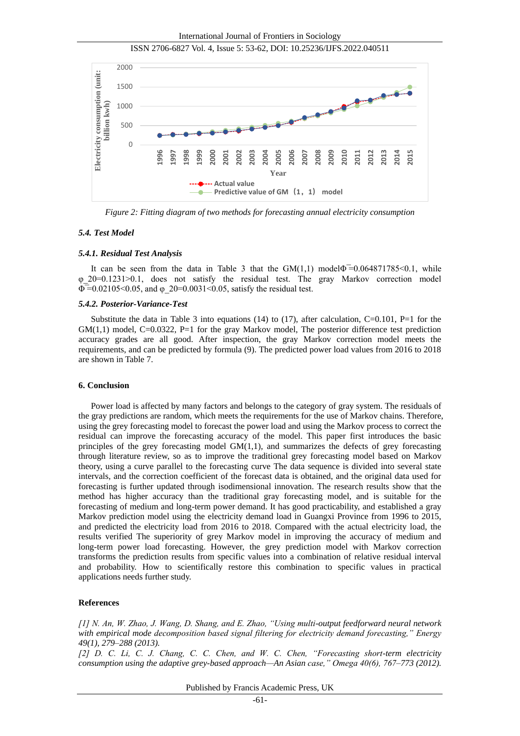Figure 2: Fitting diagram of two methods for forecasting annual electricity consumption

### 5.4. Test Model

#### 5.4.1. Residual Test Analysis

It can be seen from the data in Table 3 that the GM(1,1) model $\bar{\Phi}=0.064871785<0.1$, while $\varphi\_20=0.1231>0.1$, does not satisfy the residual test. The gray Markov correction model $\bar{\Phi}=0.02105<0.05$, and $\varphi\_20=0.0031<0.05$, satisfy the residual test.

#### 5.4.2. Posterior-Variance-Test

Substitute the data in Table 3 into equations (14) to (17), after calculation, C=0.101, P=1 for the GM(1,1) model, C=0.0322, P=1 for the gray Markov model, The posterior difference test prediction accuracy grades are all good. After inspection, the gray Markov correction model meets the requirements, and can be predicted by formula (9). The predicted power load values from 2016 to 2018 are shown in Table 7.

## 6. Conclusion

Power load is affected by many factors and belongs to the category of gray system. The residuals of the gray predictions are random, which meets the requirements for the use of Markov chains. Therefore, using the grey forecasting model to forecast the power load and using the Markov process to correct the residual can improve the forecasting accuracy of the model. This paper first introduces the basic principles of the grey forecasting model GM(1,1), and summarizes the defects of grey forecasting through literature review, so as to improve the traditional grey forecasting model based on Markov theory, using a curve parallel to the forecasting curve The data sequence is divided into several state intervals, and the correction coefficient of the forecast data is obtained, and the original data used for forecasting is further updated through isodimensional innovation. The research results show that the method has higher accuracy than the traditional gray forecasting model, and is suitable for the forecasting of medium and long-term power demand. It has good practicability, and established a gray Markov prediction model using the electricity demand load in Guangxi Province from 1996 to 2015, and predicted the electricity load from 2016 to 2018. Compared with the actual electricity load, the results verified The superiority of grey Markov model in improving the accuracy of medium and long-term power load forecasting. However, the grey prediction model with Markov correction transforms the prediction results from specific values into a combination of relative residual interval and probability. How to scientifically restore this combination to specific values in practical applications needs further study.

## References

*[1] N. An, W. Zhao, J. Wang, D. Shang, and E. Zhao, "Using multi-output feedforward neural network with empirical mode decomposition based signal filtering for electricity demand forecasting," Energy 49(1), 279–288 (2013).*

*[2] D. C. Li, C. J. Chang, C. C. Chen, and W. C. Chen, "Forecasting short-term electricity consumption using the adaptive grey-based approach—An Asian case," Omega 40(6), 767–773 (2012).*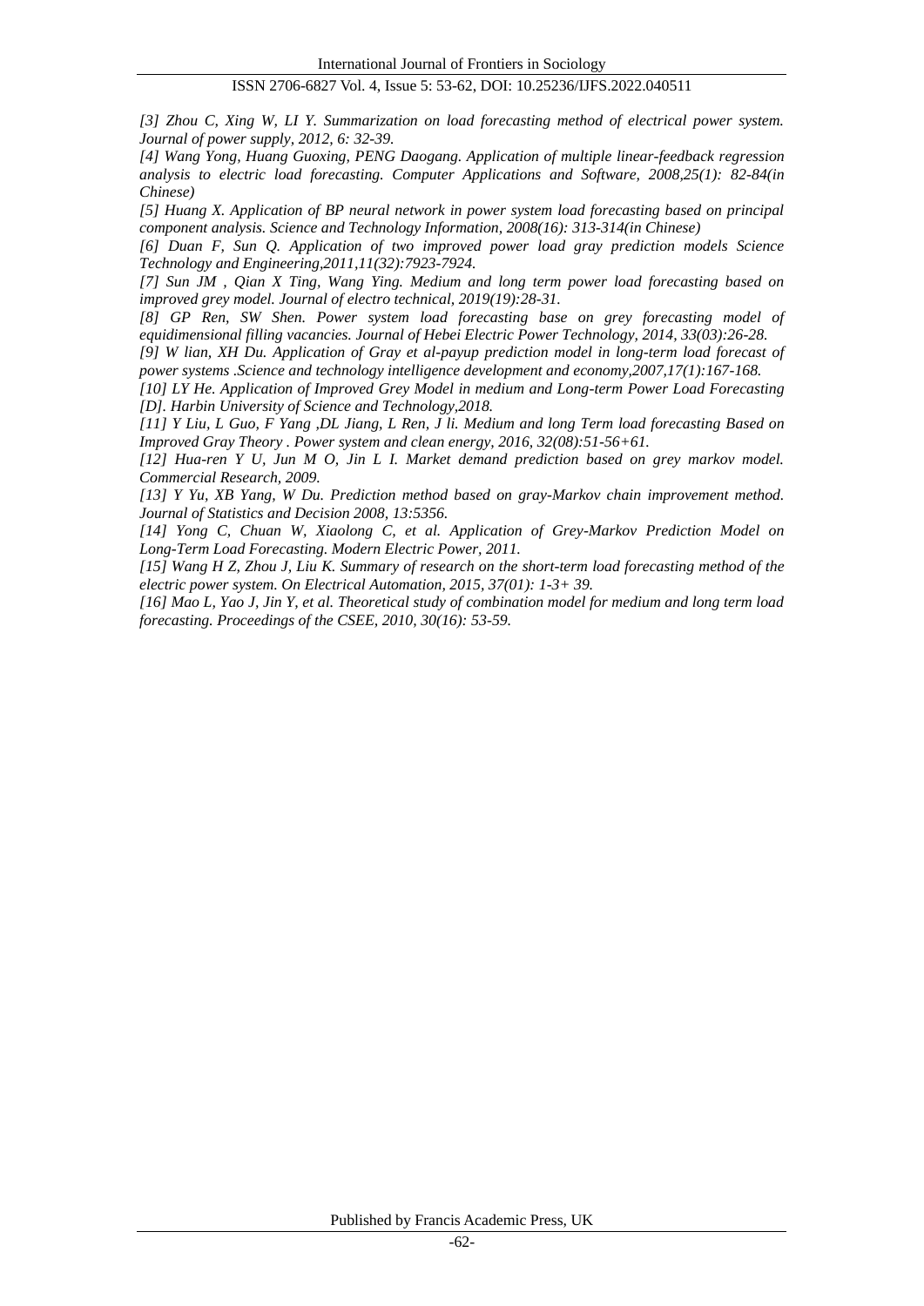*[3] Zhou C, Xing W, LI Y. Summarization on load forecasting method of electrical power system. Journal of power supply, 2012, 6: 32-39.*

*[4] Wang Yong, Huang Guoxing, PENG Daogang. Application of multiple linear-feedback regression analysis to electric load forecasting. Computer Applications and Software, 2008,25(1): 82-84(in Chinese)*

*[5] Huang X. Application of BP neural network in power system load forecasting based on principal component analysis. Science and Technology Information, 2008(16): 313-314(in Chinese)*

*[6] Duan F, Sun Q. Application of two improved power load gray prediction models Science Technology and Engineering,2011,11(32):7923-7924.*

*[7] Sun JM , Qian X Ting, Wang Ying. Medium and long term power load forecasting based on improved grey model. Journal of electro technical, 2019(19):28-31.*

*[8] GP Ren, SW Shen. Power system load forecasting base on grey forecasting model of equidimensional filling vacancies. Journal of Hebei Electric Power Technology, 2014, 33(03):26-28.*

*[9] W lian, XH Du. Application of Gray et al-payup prediction model in long-term load forecast of power systems .Science and technology intelligence development and economy,2007,17(1):167-168.*

*[10] LY He. Application of Improved Grey Model in medium and Long-term Power Load Forecasting [D]. Harbin University of Science and Technology,2018.*

*[11] Y Liu, L Guo, F Yang ,DL Jiang, L Ren, J li. Medium and long Term load forecasting Based on Improved Gray Theory . Power system and clean energy, 2016, 32(08):51-56+61.*

*[12] Hua-ren Y U, Jun M O, Jin L I. Market demand prediction based on grey markov model. Commercial Research, 2009.*

*[13] Y Yu, XB Yang, W Du. Prediction method based on gray-Markov chain improvement method. Journal of Statistics and Decision 2008, 13:5356.*

*[14] Yong C, Chuan W, Xiaolong C, et al. Application of Grey-Markov Prediction Model on Long-Term Load Forecasting. Modern Electric Power, 2011.*

*[15] Wang H Z, Zhou J, Liu K. Summary of research on the short-term load forecasting method of the electric power system. On Electrical Automation, 2015, 37(01): 1-3+ 39.*

*[16] Mao L, Yao J, Jin Y, et al. Theoretical study of combination model for medium and long term load forecasting. Proceedings of the CSEE, 2010, 30(16): 53-59.*